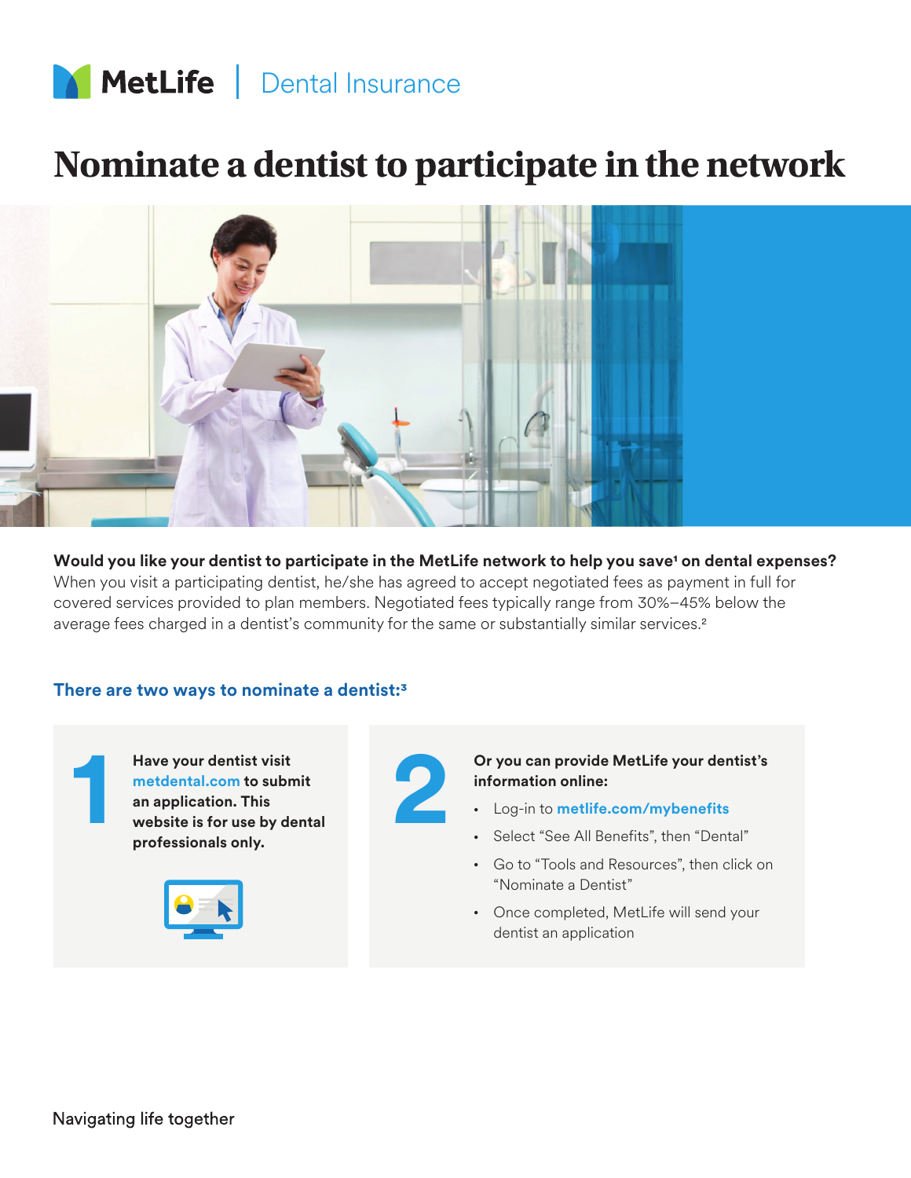MetLife | Dental Insurance

# Nominate a dentist to participate in the network

**Would you like your dentist to participate in the MetLife network to help you save[1] on dental expenses?** When you visit a participating dentist, he/she has agreed to accept negotiated fees as payment in full for covered services provided to plan members. Negotiated fees typically range from 30%–45% below the average fees charged in a dentist's community for the same or substantially similar services.[2]

## There are two ways to nominate a dentist:[3]

**1**

**Have your dentist visit metdental.com to submit an application. This website is for use by dental professionals only.**

**2**

**Or you can provide MetLife your dentist's information online:**

- Log-in to **metlife.com/mybenefits**
- Select "See All Benefits", then "Dental"
- Go to "Tools and Resources", then click on "Nominate a Dentist"
- Once completed, MetLife will send your dentist an application

Navigating life together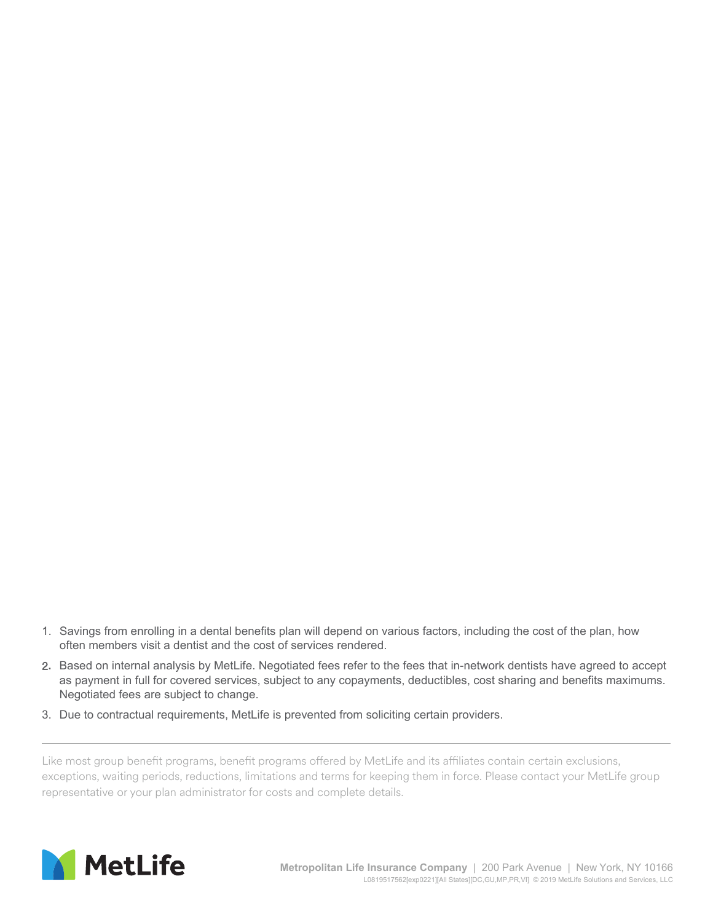1. Savings from enrolling in a dental benefits plan will depend on various factors, including the cost of the plan, how often members visit a dentist and the cost of services rendered.
2. Based on internal analysis by MetLife. Negotiated fees refer to the fees that in-network dentists have agreed to accept as payment in full for covered services, subject to any copayments, deductibles, cost sharing and benefits maximums. Negotiated fees are subject to change.
3. Due to contractual requirements, MetLife is prevented from soliciting certain providers.

---

Like most group benefit programs, benefit programs offered by MetLife and its affiliates contain certain exclusions, exceptions, waiting periods, reductions, limitations and terms for keeping them in force. Please contact your MetLife group representative or your plan administrator for costs and complete details.

MetLife

**Metropolitan Life Insurance Company** | 200 Park Avenue | New York, NY 10166

L0819517562[exp0221][All States][DC,GU,MP,PR,VI] © 2019 MetLife Solutions and Services, LLC